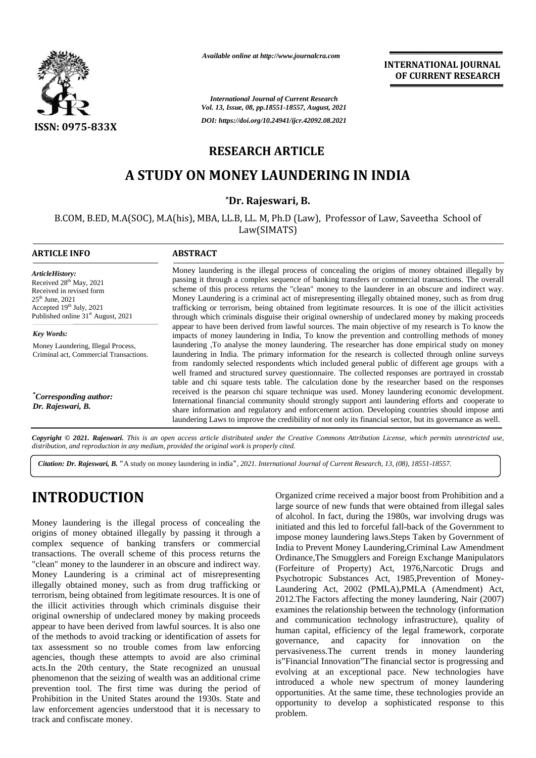*Available online at http://www.journalcra.com*

**INTERNATIONAL JOURNAL OF CURRENT RESEARCH**

*International Journal of Current Research*
*Vol. 13, Issue, 08, pp.18551-18557, August, 2021*

*DOI: https://doi.org/10.24941/ijcr.42092.08.2021*

ISSN: 0975-833X

## RESEARCH ARTICLE

# A STUDY ON MONEY LAUNDERING IN INDIA

**\*Dr. Rajeswari, B.**

B.COM, B.ED, M.A(SOC), M.A(his), MBA, LL.B, LL. M, Ph.D (Law), Professor of Law, Saveetha School of Law(SIMATS)

### ARTICLE INFO

*ArticleHistory:*
Received 28th May, 2021
Received in revised form
25th June, 2021
Accepted 19th July, 2021
Published online 31st August, 2021

*Key Words:*
Money Laundering, Illegal Process, Criminal act, Commercial Transactions.

*\*Corresponding author:*
*Dr. Rajeswari, B.*

### ABSTRACT

Money laundering is the illegal process of concealing the origins of money obtained illegally by passing it through a complex sequence of banking transfers or commercial transactions. The overall scheme of this process returns the "clean" money to the launderer in an obscure and indirect way. Money Laundering is a criminal act of misrepresenting illegally obtained money, such as from drug trafficking or terrorism, being obtained from legitimate resources. It is one of the illicit activities through which criminals disguise their original ownership of undeclared money by making proceeds appear to have been derived from lawful sources. The main objective of my research is To know the impacts of money laundering in India, To know the prevention and controlling methods of money laundering ,To analyse the money laundering. The researcher has done empirical study on money laundering in India. The primary information for the research is collected through online surveys from randomly selected respondents which included general public of different age groups with a well framed and structured survey questionnaire. The collected responses are portrayed in crosstab table and chi square tests table. The calculation done by the researcher based on the responses received is the pearson chi square technique was used. Money laundering economic development. International financial community should strongly support anti laundering efforts and cooperate to share information and regulatory and enforcement action. Developing countries should impose anti laundering Laws to improve the credibility of not only its financial sector, but its governance as well.

*Copyright © 2021. Rajeswari. This is an open access article distributed under the Creative Commons Attribution License, which permits unrestricted use, distribution, and reproduction in any medium, provided the original work is properly cited.*

***Citation: Dr. Rajeswari, B.*** "A study on money laundering in india", *2021. International Journal of Current Research, 13, (08), 18551-18557.*

# INTRODUCTION

Money laundering is the illegal process of concealing the origins of money obtained illegally by passing it through a complex sequence of banking transfers or commercial transactions. The overall scheme of this process returns the "clean" money to the launderer in an obscure and indirect way. Money Laundering is a criminal act of misrepresenting illegally obtained money, such as from drug trafficking or terrorism, being obtained from legitimate resources. It is one of the illicit activities through which criminals disguise their original ownership of undeclared money by making proceeds appear to have been derived from lawful sources. It is also one of the methods to avoid tracking or identification of assets for tax assessment so no trouble comes from law enforcing agencies, though these attempts to avoid are also criminal acts.In the 20th century, the State recognized an unusual phenomenon that the seizing of wealth was an additional crime prevention tool. The first time was during the period of Prohibition in the United States around the 1930s. State and law enforcement agencies understood that it is necessary to track and confiscate money. Organized crime received a major boost from Prohibition and a large source of new funds that were obtained from illegal sales of alcohol. In fact, during the 1980s, war involving drugs was initiated and this led to forceful fall-back of the Government to impose money laundering laws.Steps Taken by Government of India to Prevent Money Laundering,Criminal Law Amendment Ordinance,The Smugglers and Foreign Exchange Manipulators (Forfeiture of Property) Act, 1976,Narcotic Drugs and Psychotropic Substances Act, 1985,Prevention of Money-Laundering Act, 2002 (PMLA),PMLA (Amendment) Act, 2012.The Factors affecting the money laundering, Nair (2007) examines the relationship between the technology (information and communication technology infrastructure), quality of human capital, efficiency of the legal framework, corporate governance, and capacity for innovation on the pervasiveness.The current trends in money laundering is"Financial Innovation"The financial sector is progressing and evolving at an exceptional pace. New technologies have introduced a whole new spectrum of money laundering opportunities. At the same time, these technologies provide an opportunity to develop a sophisticated response to this problem.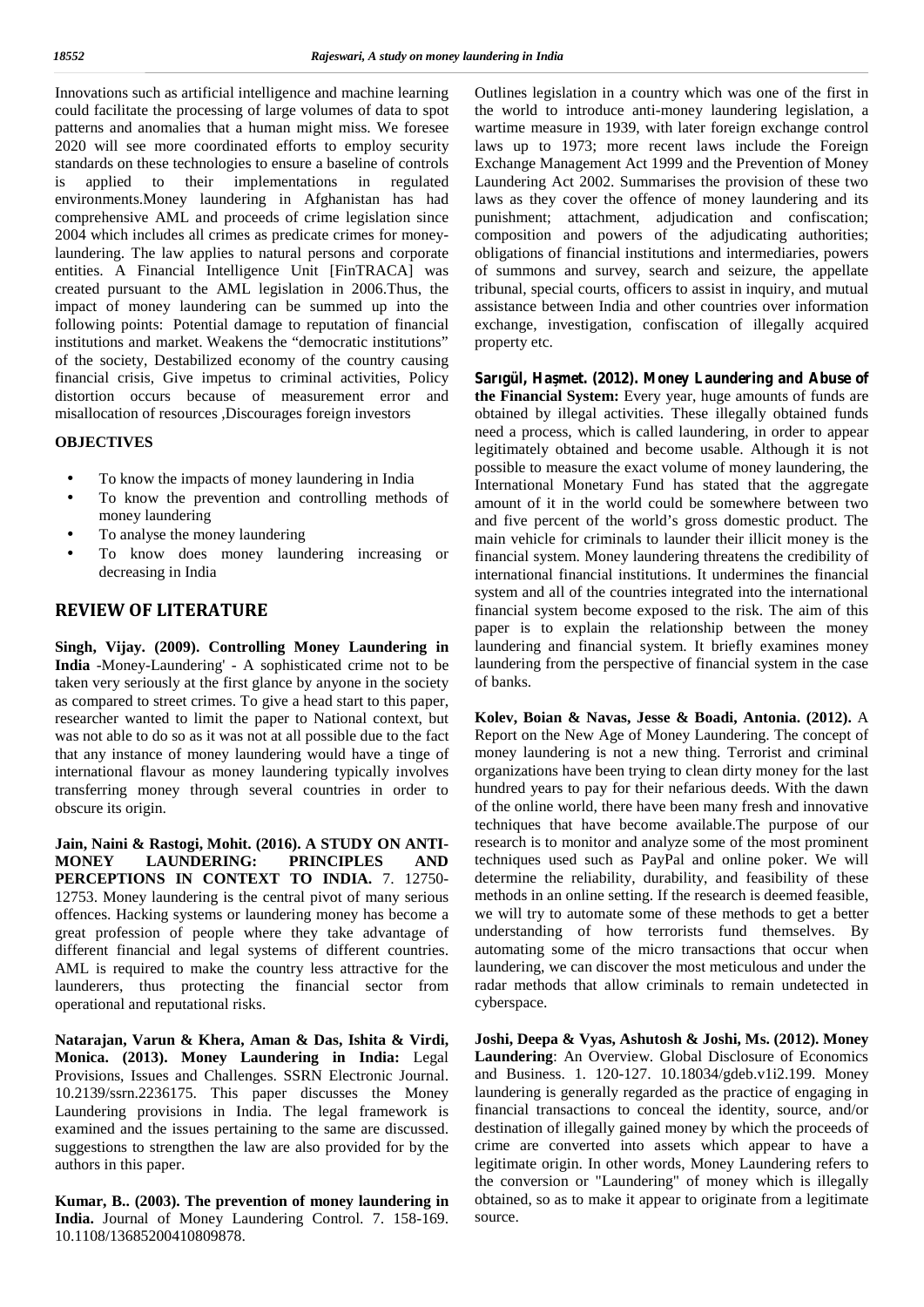Innovations such as artificial intelligence and machine learning could facilitate the processing of large volumes of data to spot patterns and anomalies that a human might miss. We foresee 2020 will see more coordinated efforts to employ security standards on these technologies to ensure a baseline of controls is applied to their implementations in regulated environments.Money laundering in Afghanistan has had comprehensive AML and proceeds of crime legislation since 2004 which includes all crimes as predicate crimes for money-laundering. The law applies to natural persons and corporate entities. A Financial Intelligence Unit [FinTRACA] was created pursuant to the AML legislation in 2006.Thus, the impact of money laundering can be summed up into the following points: Potential damage to reputation of financial institutions and market. Weakens the "democratic institutions" of the society, Destabilized economy of the country causing financial crisis, Give impetus to criminal activities, Policy distortion occurs because of measurement error and misallocation of resources ,Discourages foreign investors

## OBJECTIVES

- To know the impacts of money laundering in India
- To know the prevention and controlling methods of money laundering
- To analyse the money laundering
- To know does money laundering increasing or decreasing in India

## REVIEW OF LITERATURE

**Singh, Vijay. (2009). Controlling Money Laundering in India** -Money-Laundering' - A sophisticated crime not to be taken very seriously at the first glance by anyone in the society as compared to street crimes. To give a head start to this paper, researcher wanted to limit the paper to National context, but was not able to do so as it was not at all possible due to the fact that any instance of money laundering would have a tinge of international flavour as money laundering typically involves transferring money through several countries in order to obscure its origin.

**Jain, Naini & Rastogi, Mohit. (2016). A STUDY ON ANTI-MONEY LAUNDERING: PRINCIPLES AND PERCEPTIONS IN CONTEXT TO INDIA.** 7. 12750-12753. Money laundering is the central pivot of many serious offences. Hacking systems or laundering money has become a great profession of people where they take advantage of different financial and legal systems of different countries. AML is required to make the country less attractive for the launderers, thus protecting the financial sector from operational and reputational risks.

**Natarajan, Varun & Khera, Aman & Das, Ishita & Virdi, Monica. (2013). Money Laundering in India:** Legal Provisions, Issues and Challenges. SSRN Electronic Journal. 10.2139/ssrn.2236175. This paper discusses the Money Laundering provisions in India. The legal framework is examined and the issues pertaining to the same are discussed. suggestions to strengthen the law are also provided for by the authors in this paper.

**Kumar, B.. (2003). The prevention of money laundering in India.** Journal of Money Laundering Control. 7. 158-169. 10.1108/13685200410809878.

Outlines legislation in a country which was one of the first in the world to introduce anti-money laundering legislation, a wartime measure in 1939, with later foreign exchange control laws up to 1973; more recent laws include the Foreign Exchange Management Act 1999 and the Prevention of Money Laundering Act 2002. Summarises the provision of these two laws as they cover the offence of money laundering and its punishment; attachment, adjudication and confiscation; composition and powers of the adjudicating authorities; obligations of financial institutions and intermediaries, powers of summons and survey, search and seizure, the appellate tribunal, special courts, officers to assist in inquiry, and mutual assistance between India and other countries over information exchange, investigation, confiscation of illegally acquired property etc.

**Sarıgül, Haşmet. (2012). Money Laundering and Abuse of the Financial System:** Every year, huge amounts of funds are obtained by illegal activities. These illegally obtained funds need a process, which is called laundering, in order to appear legitimately obtained and become usable. Although it is not possible to measure the exact volume of money laundering, the International Monetary Fund has stated that the aggregate amount of it in the world could be somewhere between two and five percent of the world's gross domestic product. The main vehicle for criminals to launder their illicit money is the financial system. Money laundering threatens the credibility of international financial institutions. It undermines the financial system and all of the countries integrated into the international financial system become exposed to the risk. The aim of this paper is to explain the relationship between the money laundering and financial system. It briefly examines money laundering from the perspective of financial system in the case of banks.

**Kolev, Boian & Navas, Jesse & Boadi, Antonia. (2012).** A Report on the New Age of Money Laundering. The concept of money laundering is not a new thing. Terrorist and criminal organizations have been trying to clean dirty money for the last hundred years to pay for their nefarious deeds. With the dawn of the online world, there have been many fresh and innovative techniques that have become available.The purpose of our research is to monitor and analyze some of the most prominent techniques used such as PayPal and online poker. We will determine the reliability, durability, and feasibility of these methods in an online setting. If the research is deemed feasible, we will try to automate some of these methods to get a better understanding of how terrorists fund themselves. By automating some of the micro transactions that occur when laundering, we can discover the most meticulous and under the radar methods that allow criminals to remain undetected in cyberspace.

**Joshi, Deepa & Vyas, Ashutosh & Joshi, Ms. (2012). Money Laundering**: An Overview. Global Disclosure of Economics and Business. 1. 120-127. 10.18034/gdeb.v1i2.199. Money laundering is generally regarded as the practice of engaging in financial transactions to conceal the identity, source, and/or destination of illegally gained money by which the proceeds of crime are converted into assets which appear to have a legitimate origin. In other words, Money Laundering refers to the conversion or "Laundering" of money which is illegally obtained, so as to make it appear to originate from a legitimate source.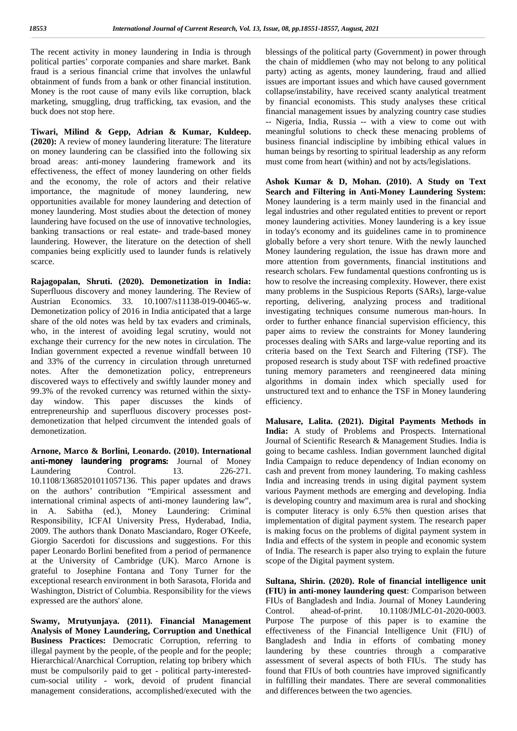The recent activity in money laundering in India is through political parties' corporate companies and share market. Bank fraud is a serious financial crime that involves the unlawful obtainment of funds from a bank or other financial institution. Money is the root cause of many evils like corruption, black marketing, smuggling, drug trafficking, tax evasion, and the buck does not stop here.

**Tiwari, Milind & Gepp, Adrian & Kumar, Kuldeep. (2020):** A review of money laundering literature: The literature on money laundering can be classified into the following six broad areas: anti-money laundering framework and its effectiveness, the effect of money laundering on other fields and the economy, the role of actors and their relative importance, the magnitude of money laundering, new opportunities available for money laundering and detection of money laundering. Most studies about the detection of money laundering have focused on the use of innovative technologies, banking transactions or real estate- and trade-based money laundering. However, the literature on the detection of shell companies being explicitly used to launder funds is relatively scarce.

**Rajagopalan, Shruti. (2020). Demonetization in India:** Superfluous discovery and money laundering. The Review of Austrian Economics. 33. 10.1007/s11138-019-00465-w. Demonetization policy of 2016 in India anticipated that a large share of the old notes was held by tax evaders and criminals, who, in the interest of avoiding legal scrutiny, would not exchange their currency for the new notes in circulation. The Indian government expected a revenue windfall between 10 and 33% of the currency in circulation through unreturned notes. After the demonetization policy, entrepreneurs discovered ways to effectively and swiftly launder money and 99.3% of the revoked currency was returned within the sixty-day window. This paper discusses the kinds of entrepreneurship and superfluous discovery processes post-demonetization that helped circumvent the intended goals of demonetization.

**Arnone, Marco & Borlini, Leonardo. (2010). International anti-money laundering programs:** Journal of Money Laundering Control. 13. 226-271. 10.1108/13685201011057136. This paper updates and draws on the authors' contribution "Empirical assessment and international criminal aspects of anti-money laundering law", in A. Sabitha (ed.), Money Laundering: Criminal Responsibility, ICFAI University Press, Hyderabad, India, 2009. The authors thank Donato Masciandaro, Roger O'Keefe, Giorgio Sacerdoti for discussions and suggestions. For this paper Leonardo Borlini benefited from a period of permanence at the University of Cambridge (UK). Marco Arnone is grateful to Josephine Fontana and Tony Turner for the exceptional research environment in both Sarasota, Florida and Washington, District of Columbia. Responsibility for the views expressed are the authors' alone.

**Swamy, Mrutyunjaya. (2011). Financial Management Analysis of Money Laundering, Corruption and Unethical Business Practices:** Democratic Corruption, referring to illegal payment by the people, of the people and for the people; Hierarchical/Anarchical Corruption, relating top bribery which must be compulsorily paid to get - political party-interested-cum-social utility - work, devoid of prudent financial management considerations, accomplished/executed with the blessings of the political party (Government) in power through the chain of middlemen (who may not belong to any political party) acting as agents, money laundering, fraud and allied issues are important issues and which have caused government collapse/instability, have received scanty analytical treatment by financial economists. This study analyses these critical financial management issues by analyzing country case studies -- Nigeria, India, Russia -- with a view to come out with meaningful solutions to check these menacing problems of business financial indiscipline by imbibing ethical values in human beings by resorting to spiritual leadership as any reform must come from heart (within) and not by acts/legislations.

**Ashok Kumar & D, Mohan. (2010). A Study on Text Search and Filtering in Anti-Money Laundering System:** Money laundering is a term mainly used in the financial and legal industries and other regulated entities to prevent or report money laundering activities. Money laundering is a key issue in today's economy and its guidelines came in to prominence globally before a very short tenure. With the newly launched Money laundering regulation, the issue has drawn more and more attention from governments, financial institutions and research scholars. Few fundamental questions confronting us is how to resolve the increasing complexity. However, there exist many problems in the Suspicious Reports (SARs), large-value reporting, delivering, analyzing process and traditional investigating techniques consume numerous man-hours. In order to further enhance financial supervision efficiency, this paper aims to review the constraints for Money laundering processes dealing with SARs and large-value reporting and its criteria based on the Text Search and Filtering (TSF). The proposed research is study about TSF with redefined proactive tuning memory parameters and reengineered data mining algorithms in domain index which specially used for unstructured text and to enhance the TSF in Money laundering efficiency.

**Malusare, Lalita. (2021). Digital Payments Methods in India:** A study of Problems and Prospects. International Journal of Scientific Research & Management Studies. India is going to became cashless. Indian government launched digital India Campaign to reduce dependency of Indian economy on cash and prevent from money laundering. To making cashless India and increasing trends in using digital payment system various Payment methods are emerging and developing. India is developing country and maximum area is rural and shocking is computer literacy is only 6.5% then question arises that implementation of digital payment system. The research paper is making focus on the problems of digital payment system in India and effects of the system in people and economic system of India. The research is paper also trying to explain the future scope of the Digital payment system.

**Sultana, Shirin. (2020). Role of financial intelligence unit (FIU) in anti-money laundering quest**: Comparison between FIUs of Bangladesh and India. Journal of Money Laundering Control. ahead-of-print. 10.1108/JMLC-01-2020-0003. Purpose The purpose of this paper is to examine the effectiveness of the Financial Intelligence Unit (FIU) of Bangladesh and India in efforts of combating money laundering by these countries through a comparative assessment of several aspects of both FIUs. The study has found that FIUs of both countries have improved significantly in fulfilling their mandates. There are several commonalities and differences between the two agencies.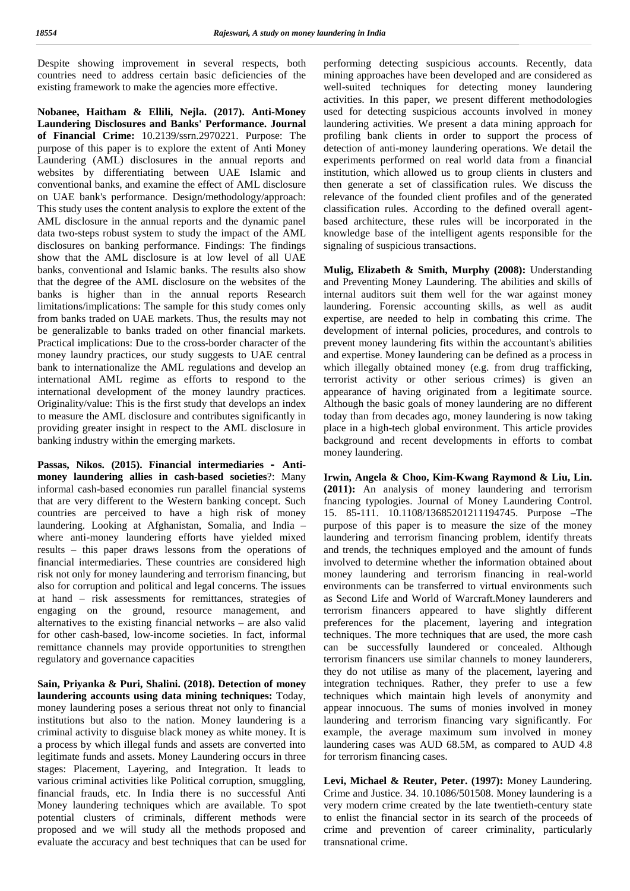Despite showing improvement in several respects, both countries need to address certain basic deficiencies of the existing framework to make the agencies more effective.

**Nobanee, Haitham & Ellili, Nejla. (2017). Anti-Money Laundering Disclosures and Banks' Performance. Journal of Financial Crime:** 10.2139/ssrn.2970221. Purpose: The purpose of this paper is to explore the extent of Anti Money Laundering (AML) disclosures in the annual reports and websites by differentiating between UAE Islamic and conventional banks, and examine the effect of AML disclosure on UAE bank's performance. Design/methodology/approach: This study uses the content analysis to explore the extent of the AML disclosure in the annual reports and the dynamic panel data two-steps robust system to study the impact of the AML disclosures on banking performance. Findings: The findings show that the AML disclosure is at low level of all UAE banks, conventional and Islamic banks. The results also show that the degree of the AML disclosure on the websites of the banks is higher than in the annual reports Research limitations/implications: The sample for this study comes only from banks traded on UAE markets. Thus, the results may not be generalizable to banks traded on other financial markets. Practical implications: Due to the cross-border character of the money laundry practices, our study suggests to UAE central bank to internationalize the AML regulations and develop an international AML regime as efforts to respond to the international development of the money laundry practices. Originality/value: This is the first study that develops an index to measure the AML disclosure and contributes significantly in providing greater insight in respect to the AML disclosure in banking industry within the emerging markets.

**Passas, Nikos. (2015). Financial intermediaries - Anti-money laundering allies in cash-based societies**?: Many informal cash-based economies run parallel financial systems that are very different to the Western banking concept. Such countries are perceived to have a high risk of money laundering. Looking at Afghanistan, Somalia, and India – where anti-money laundering efforts have yielded mixed results – this paper draws lessons from the operations of financial intermediaries. These countries are considered high risk not only for money laundering and terrorism financing, but also for corruption and political and legal concerns. The issues at hand – risk assessments for remittances, strategies of engaging on the ground, resource management, and alternatives to the existing financial networks – are also valid for other cash-based, low-income societies. In fact, informal remittance channels may provide opportunities to strengthen regulatory and governance capacities

**Sain, Priyanka & Puri, Shalini. (2018). Detection of money laundering accounts using data mining techniques:** Today, money laundering poses a serious threat not only to financial institutions but also to the nation. Money laundering is a criminal activity to disguise black money as white money. It is a process by which illegal funds and assets are converted into legitimate funds and assets. Money Laundering occurs in three stages: Placement, Layering, and Integration. It leads to various criminal activities like Political corruption, smuggling, financial frauds, etc. In India there is no successful Anti Money laundering techniques which are available. To spot potential clusters of criminals, different methods were proposed and we will study all the methods proposed and evaluate the accuracy and best techniques that can be used for performing detecting suspicious accounts. Recently, data mining approaches have been developed and are considered as well-suited techniques for detecting money laundering activities. In this paper, we present different methodologies used for detecting suspicious accounts involved in money laundering activities. We present a data mining approach for profiling bank clients in order to support the process of detection of anti-money laundering operations. We detail the experiments performed on real world data from a financial institution, which allowed us to group clients in clusters and then generate a set of classification rules. We discuss the relevance of the founded client profiles and of the generated classification rules. According to the defined overall agent-based architecture, these rules will be incorporated in the knowledge base of the intelligent agents responsible for the signaling of suspicious transactions.

**Mulig, Elizabeth & Smith, Murphy (2008):** Understanding and Preventing Money Laundering. The abilities and skills of internal auditors suit them well for the war against money laundering. Forensic accounting skills, as well as audit expertise, are needed to help in combating this crime. The development of internal policies, procedures, and controls to prevent money laundering fits within the accountant's abilities and expertise. Money laundering can be defined as a process in which illegally obtained money (e.g. from drug trafficking, terrorist activity or other serious crimes) is given an appearance of having originated from a legitimate source. Although the basic goals of money laundering are no different today than from decades ago, money laundering is now taking place in a high-tech global environment. This article provides background and recent developments in efforts to combat money laundering.

**Irwin, Angela & Choo, Kim-Kwang Raymond & Liu, Lin. (2011):** An analysis of money laundering and terrorism fnancing typologies. Journal of Money Laundering Control. 15. 85-111. 10.1108/13685201211194745. Purpose –The purpose of this paper is to measure the size of the money laundering and terrorism financing problem, identify threats and trends, the techniques employed and the amount of funds involved to determine whether the information obtained about money laundering and terrorism financing in real-world environments can be transferred to virtual environments such as Second Life and World of Warcraft.Money launderers and terrorism financers appeared to have slightly different preferences for the placement, layering and integration techniques. The more techniques that are used, the more cash can be successfully laundered or concealed. Although terrorism financers use similar channels to money launderers, they do not utilise as many of the placement, layering and integration techniques. Rather, they prefer to use a few techniques which maintain high levels of anonymity and appear innocuous. The sums of monies involved in money laundering and terrorism financing vary significantly. For example, the average maximum sum involved in money laundering cases was AUD 68.5M, as compared to AUD 4.8 for terrorism financing cases.

**Levi, Michael & Reuter, Peter. (1997):** Money Laundering. Crime and Justice. 34. 10.1086/501508. Money laundering is a very modern crime created by the late twentieth-century state to enlist the financial sector in its search of the proceeds of crime and prevention of career criminality, particularly transnational crime.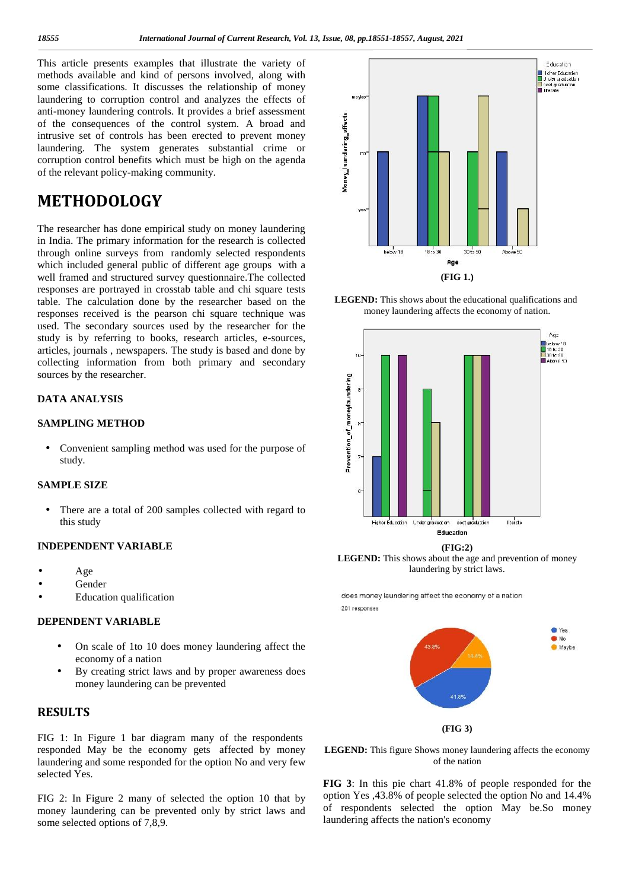This article presents examples that illustrate the variety of methods available and kind of persons involved, along with some classifications. It discusses the relationship of money laundering to corruption control and analyzes the effects of anti-money laundering controls. It provides a brief assessment of the consequences of the control system. A broad and intrusive set of controls has been erected to prevent money laundering. The system generates substantial crime or corruption control benefits which must be high on the agenda of the relevant policy-making community.

# METHODOLOGY

The researcher has done empirical study on money laundering in India. The primary information for the research is collected through online surveys from randomly selected respondents which included general public of different age groups with a well framed and structured survey questionnaire.The collected responses are portrayed in crosstab table and chi square tests table. The calculation done by the researcher based on the responses received is the pearson chi square technique was used. The secondary sources used by the researcher for the study is by referring to books, research articles, e-sources, articles, journals , newspapers. The study is based and done by collecting information from both primary and secondary sources by the researcher.

### DATA ANALYSIS

### SAMPLING METHOD

- Convenient sampling method was used for the purpose of study.

### SAMPLE SIZE

- There are a total of 200 samples collected with regard to this study

### INDEPENDENT VARIABLE

- Age
- Gender
- Education qualification

### DEPENDENT VARIABLE

- On scale of 1to 10 does money laundering affect the economy of a nation
- By creating strict laws and by proper awareness does money laundering can be prevented

# RESULTS

FIG 1: In Figure 1 bar diagram many of the respondents responded May be the economy gets affected by money laundering and some responded for the option No and very few selected Yes.

FIG 2: In Figure 2 many of selected the option 10 that by money laundering can be prevented only by strict laws and some selected options of 7,8,9.

**(FIG 1.)**

**LEGEND:** This shows about the educational qualifications and money laundering affects the economy of nation.

**(FIG:2)**

**LEGEND:** This shows about the age and prevention of money laundering by strict laws.

**(FIG 3)**

**LEGEND:** This figure Shows money laundering affects the economy of the nation

**FIG 3**: In this pie chart 41.8% of people responded for the option Yes ,43.8% of people selected the option No and 14.4% of respondents selected the option May be.So money laundering affects the nation's economy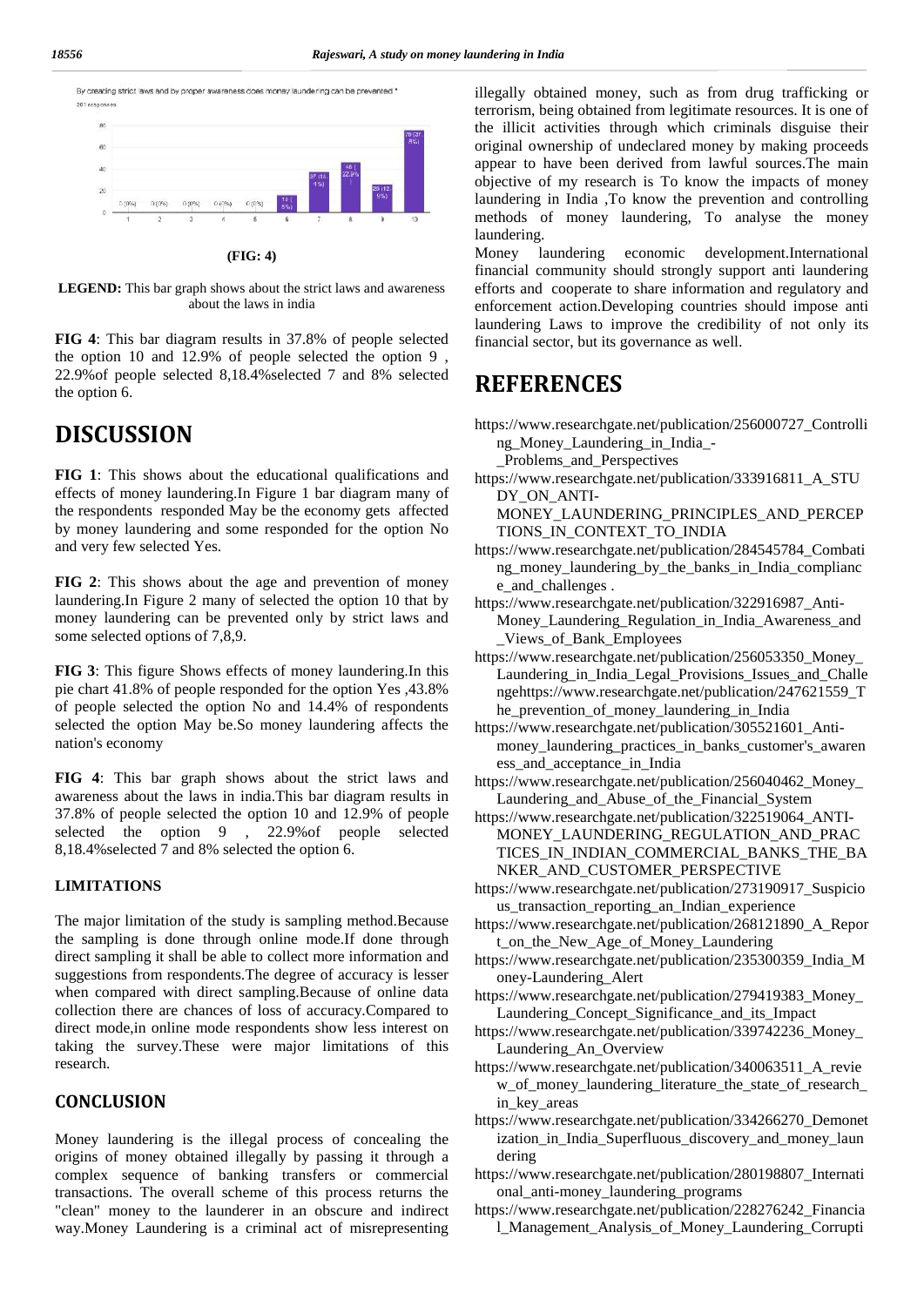(FIG: 4)

**LEGEND:** This bar graph shows about the strict laws and awareness about the laws in india

**FIG 4**: This bar diagram results in 37.8% of people selected the option 10 and 12.9% of people selected the option 9 , 22.9%of people selected 8,18.4%selected 7 and 8% selected the option 6.

## DISCUSSION

**FIG 1**: This shows about the educational qualifications and effects of money laundering.In Figure 1 bar diagram many of the respondents responded May be the economy gets affected by money laundering and some responded for the option No and very few selected Yes.

**FIG 2**: This shows about the age and prevention of money laundering.In Figure 2 many of selected the option 10 that by money laundering can be prevented only by strict laws and some selected options of 7,8,9.

**FIG 3**: This figure Shows effects of money laundering.In this pie chart 41.8% of people responded for the option Yes ,43.8% of people selected the option No and 14.4% of respondents selected the option May be.So money laundering affects the nation's economy

**FIG 4**: This bar graph shows about the strict laws and awareness about the laws in india.This bar diagram results in 37.8% of people selected the option 10 and 12.9% of people selected the option 9 , 22.9%of people selected 8,18.4%selected 7 and 8% selected the option 6.

### LIMITATIONS

The major limitation of the study is sampling method.Because the sampling is done through online mode.If done through direct sampling it shall be able to collect more information and suggestions from respondents.The degree of accuracy is lesser when compared with direct sampling.Because of online data collection there are chances of loss of accuracy.Compared to direct mode,in online mode respondents show less interest on taking the survey.These were major limitations of this research.

## CONCLUSION

Money laundering is the illegal process of concealing the origins of money obtained illegally by passing it through a complex sequence of banking transfers or commercial transactions. The overall scheme of this process returns the "clean" money to the launderer in an obscure and indirect way.Money Laundering is a criminal act of misrepresenting illegally obtained money, such as from drug trafficking or terrorism, being obtained from legitimate resources. It is one of the illicit activities through which criminals disguise their original ownership of undeclared money by making proceeds appear to have been derived from lawful sources.The main objective of my research is To know the impacts of money laundering in India ,To know the prevention and controlling methods of money laundering, To analyse the money laundering.

Money laundering economic development.International financial community should strongly support anti laundering efforts and cooperate to share information and regulatory and enforcement action.Developing countries should impose anti laundering Laws to improve the credibility of not only its financial sector, but its governance as well.

## REFERENCES

- https://www.researchgate.net/publication/256000727_Controlling_Money_Laundering_in_India_-_Problems_and_Perspectives
- https://www.researchgate.net/publication/333916811_A_STUDY_ON_ANTI-MONEY_LAUNDERING_PRINCIPLES_AND_PERCEPTIONS_IN_CONTEXT_TO_INDIA
- https://www.researchgate.net/publication/284545784_Combating_money_laundering_by_the_banks_in_India_compliance_and_challenges .
- https://www.researchgate.net/publication/322916987_Anti-Money_Laundering_Regulation_in_India_Awareness_and_Views_of_Bank_Employees
- https://www.researchgate.net/publication/256053350_Money_Laundering_in_India_Legal_Provisions_Issues_and_Challengehttps://www.researchgate.net/publication/247621559_The_prevention_of_money_laundering_in_India
- https://www.researchgate.net/publication/305521601_Anti-money_laundering_practices_in_banks_customer's_awareness_and_acceptance_in_India
- https://www.researchgate.net/publication/256040462_Money_Laundering_and_Abuse_of_the_Financial_System
- https://www.researchgate.net/publication/322519064_ANTI-MONEY_LAUNDERING_REGULATION_AND_PRACTICES_IN_INDIAN_COMMERCIAL_BANKS_THE_BANKER_AND_CUSTOMER_PERSPECTIVE
- https://www.researchgate.net/publication/273190917_Suspicious_transaction_reporting_an_Indian_experience
- https://www.researchgate.net/publication/268121890_A_Report_on_the_New_Age_of_Money_Laundering
- https://www.researchgate.net/publication/235300359_India_Money-Laundering_Alert
- https://www.researchgate.net/publication/279419383_Money_Laundering_Concept_Significance_and_its_Impact
- https://www.researchgate.net/publication/339742236_Money_Laundering_An_Overview
- https://www.researchgate.net/publication/340063511_A_review_of_money_laundering_literature_the_state_of_research_in_key_areas
- https://www.researchgate.net/publication/334266270_Demonetization_in_India_Superfluous_discovery_and_money_laundering
- https://www.researchgate.net/publication/280198807_International_anti-money_laundering_programs
- https://www.researchgate.net/publication/228276242_Financial_Management_Analysis_of_Money_Laundering_Corrupti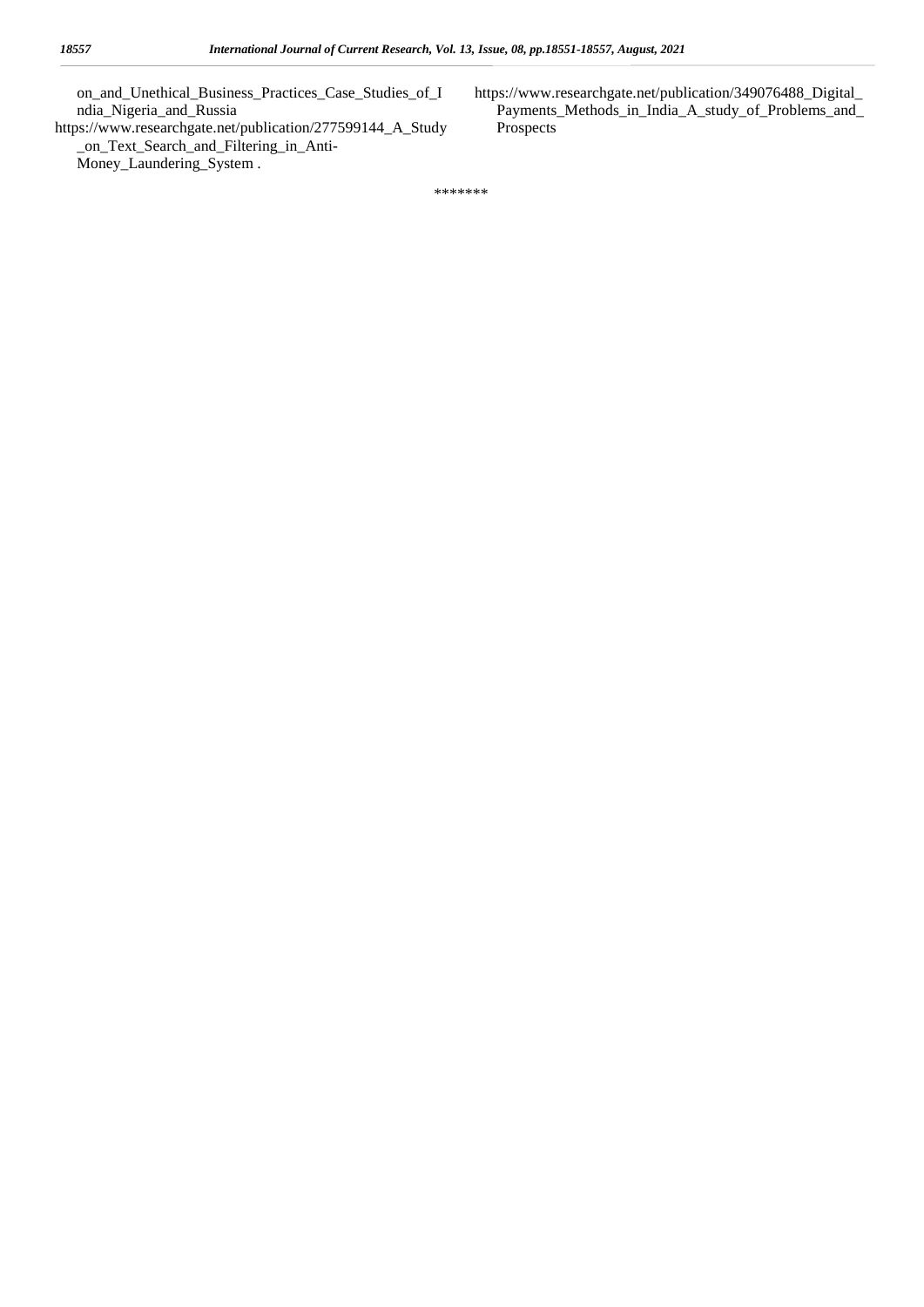on_and_Unethical_Business_Practices_Case_Studies_of_India_Nigeria_and_Russia

https://www.researchgate.net/publication/277599144_A_Study_on_Text_Search_and_Filtering_in_Anti-Money_Laundering_System .

https://www.researchgate.net/publication/349076488_Digital_Payments_Methods_in_India_A_study_of_Problems_and_Prospects

*******